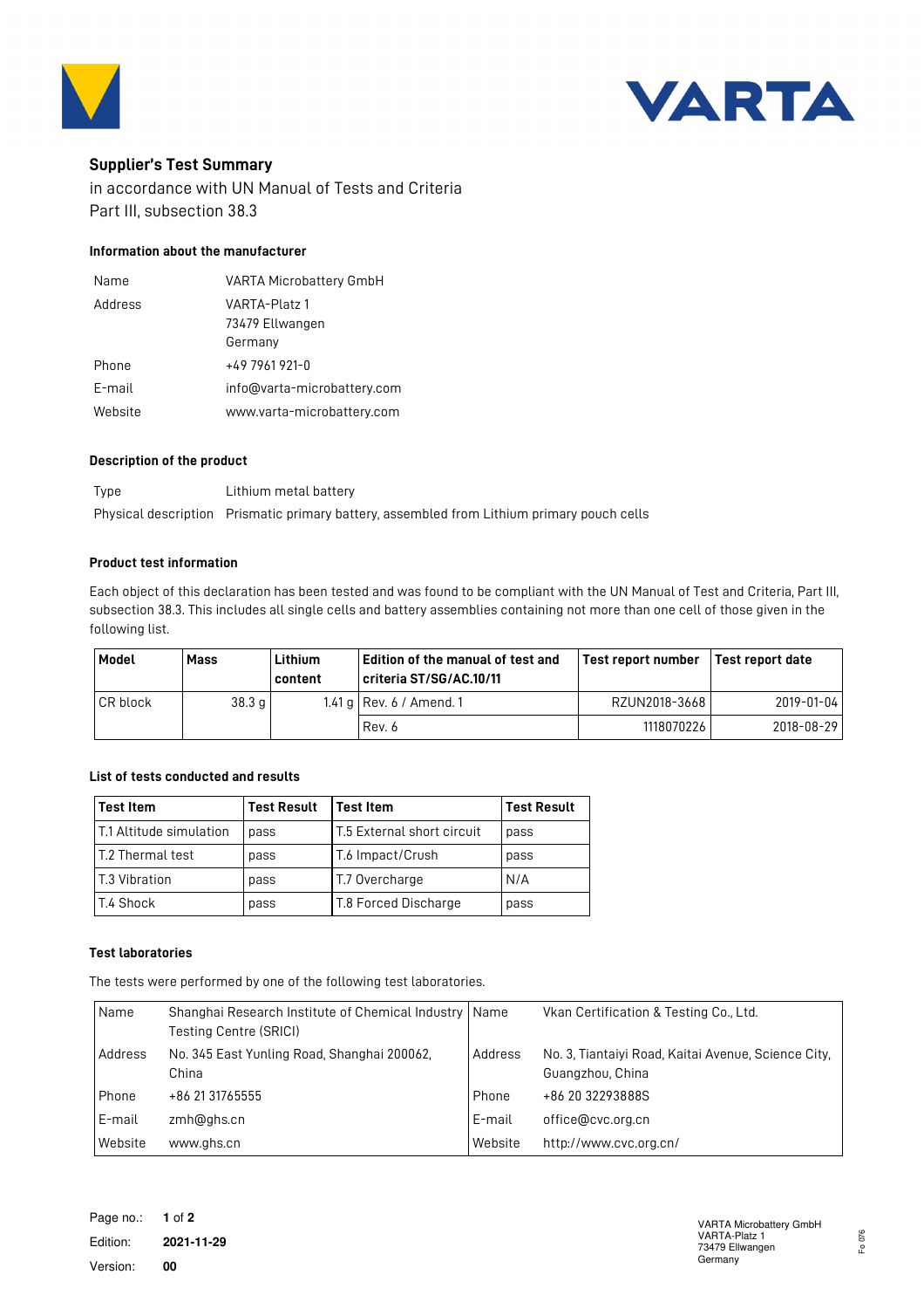# Supplier's Test Summary

in accordance with UN Manual of Tests and Criteria
Part III, subsection 38.3

### Information about the manufacturer

| | |
|---|---|
| Name | VARTA Microbattery GmbH |
| Address | VARTA-Platz 1<br>73479 Ellwangen<br>Germany |
| Phone | +49 7961 921-0 |
| E-mail | info@varta-microbattery.com |
| Website | www.varta-microbattery.com |

### Description of the product

| | |
|---|---|
| Type | Lithium metal battery |
| Physical description | Prismatic primary battery, assembled from Lithium primary pouch cells |

### Product test information

Each object of this declaration has been tested and was found to be compliant with the UN Manual of Test and Criteria, Part III, subsection 38.3. This includes all single cells and battery assemblies containing not more than one cell of those given in the following list.

| Model | Mass | Lithium content | Edition of the manual of test and criteria ST/SG/AC.10/11 | Test report number | Test report date |
|---|---|---|---|---|---|
| CR block | 38.3 g | 1.41 g | Rev. 6 / Amend. 1 | RZUN2018-3668 | 2019-01-04 |
| | | | Rev. 6 | 1118070226 | 2018-08-29 |

### List of tests conducted and results

| Test Item | Test Result | Test Item | Test Result |
|---|---|---|---|
| T.1 Altitude simulation | pass | T.5 External short circuit | pass |
| T.2 Thermal test | pass | T.6 Impact/Crush | pass |
| T.3 Vibration | pass | T.7 Overcharge | N/A |
| T.4 Shock | pass | T.8 Forced Discharge | pass |

### Test laboratories

The tests were performed by one of the following test laboratories.

| | | | |
|---|---|---|---|
| Name | Shanghai Research Institute of Chemical Industry Testing Centre (SRICI) | Name | Vkan Certification & Testing Co., Ltd. |
| Address | No. 345 East Yunling Road, Shanghai 200062, China | Address | No. 3, Tiantaiyi Road, Kaitai Avenue, Science City, Guangzhou, China |
| Phone | +86 21 31765555 | Phone | +86 20 32293888S |
| E-mail | zmh@ghs.cn | E-mail | office@cvc.org.cn |
| Website | www.ghs.cn | Website | http://www.cvc.org.cn/ |

Edition: 2021-11-29
Version: 00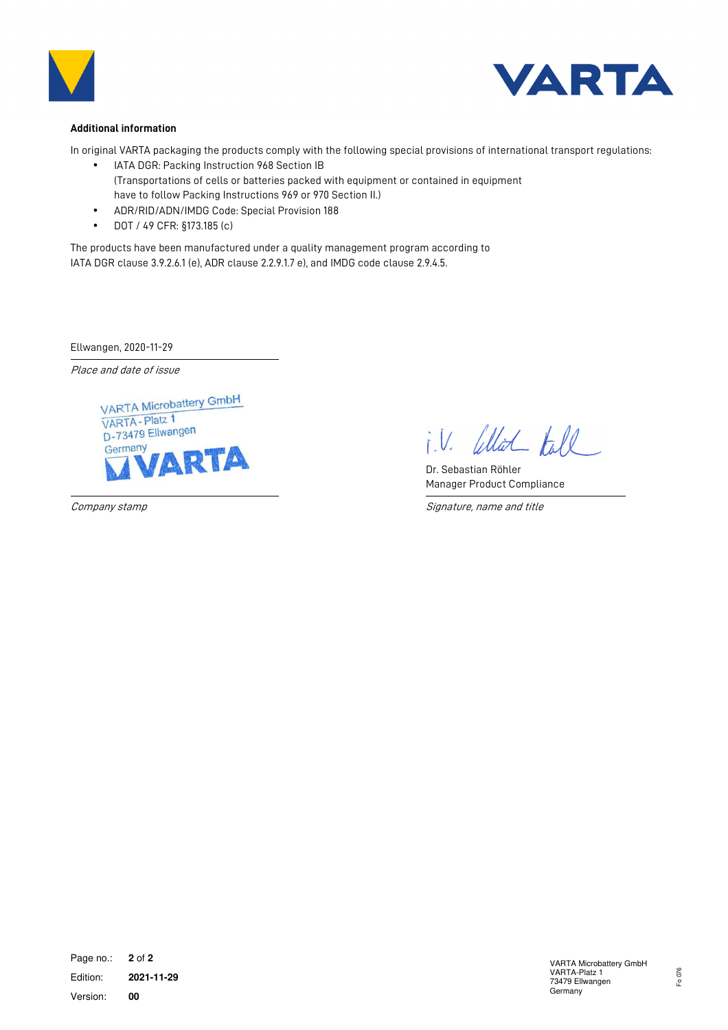**Additional information**

In original VARTA packaging the products comply with the following special provisions of international transport regulations:

- IATA DGR: Packing Instruction 968 Section IB
  (Transportations of cells or batteries packed with equipment or contained in equipment have to follow Packing Instructions 969 or 970 Section II.)
- ADR/RID/ADN/IMDG Code: Special Provision 188
- DOT / 49 CFR: §173.185 (c)

The products have been manufactured under a quality management program according to IATA DGR clause 3.9.2.6.1 (e), ADR clause 2.2.9.1.7 e), and IMDG code clause 2.9.4.5.

Ellwangen, 2020-11-29

*Place and date of issue*

VARTA Microbattery GmbH
VARTA-Platz 1
D-73479 Ellwangen
Germany
VARTA

*Company stamp*

i.V.

Dr. Sebastian Röhler
Manager Product Compliance

*Signature, name and title*

Page no.: **2** of **2**
Edition: **2021-11-29**
Version: **00**

VARTA Microbattery GmbH
VARTA-Platz 1
73479 Ellwangen
Germany